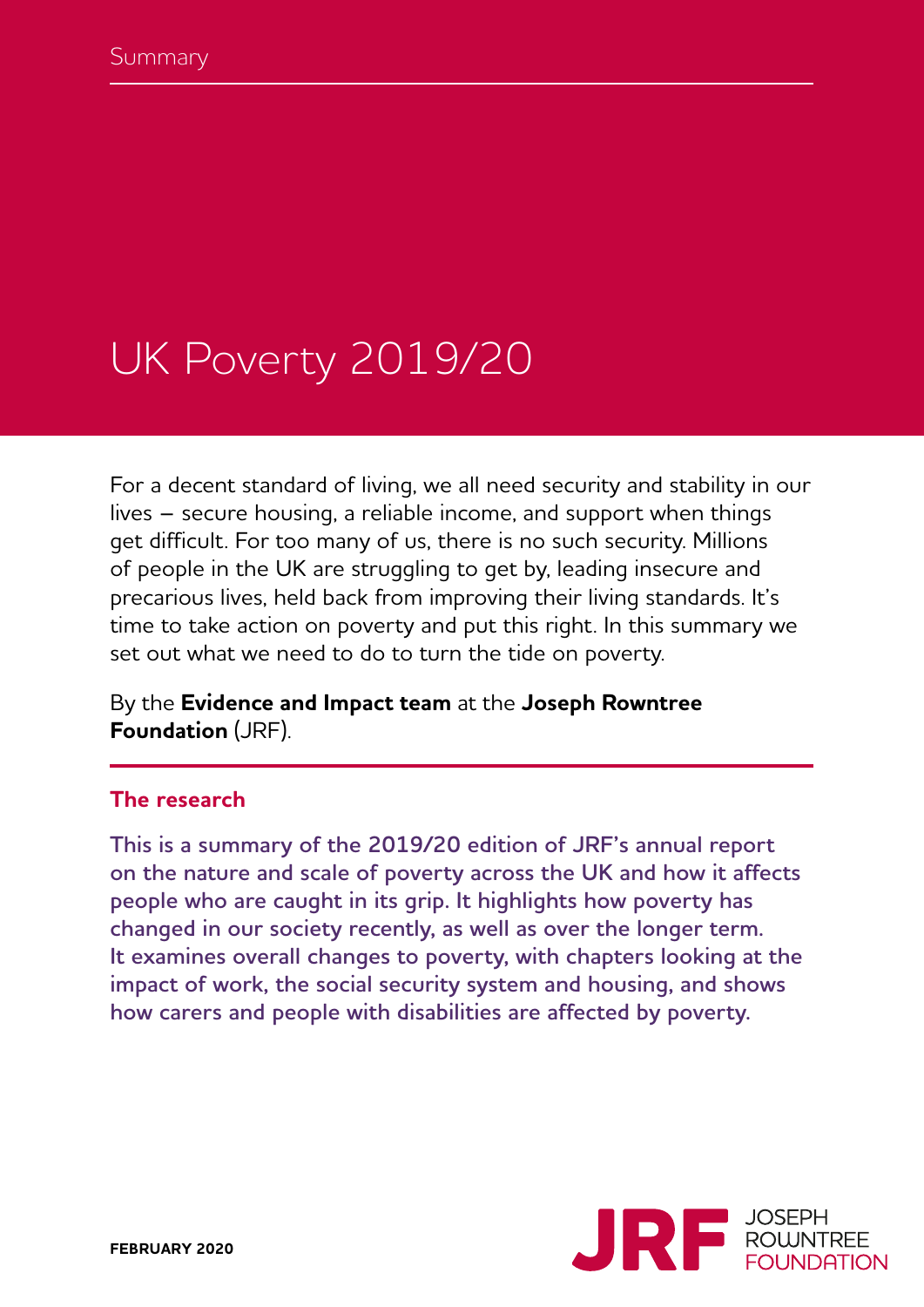Summary

# UK Poverty 2019/20

For a decent standard of living, we all need security and stability in our lives – secure housing, a reliable income, and support when things get difficult. For too many of us, there is no such security. Millions of people in the UK are struggling to get by, leading insecure and precarious lives, held back from improving their living standards. It's time to take action on poverty and put this right. In this summary we set out what we need to do to turn the tide on poverty.

By the **Evidence and Impact team** at the **Joseph Rowntree Foundation** (JRF).

## The research

This is a summary of the 2019/20 edition of JRF's annual report on the nature and scale of poverty across the UK and how it affects people who are caught in its grip. It highlights how poverty has changed in our society recently, as well as over the longer term. It examines overall changes to poverty, with chapters looking at the impact of work, the social security system and housing, and shows how carers and people with disabilities are affected by poverty.

**FEBRUARY 2020**

JRF JOSEPH ROWNTREE FOUNDATION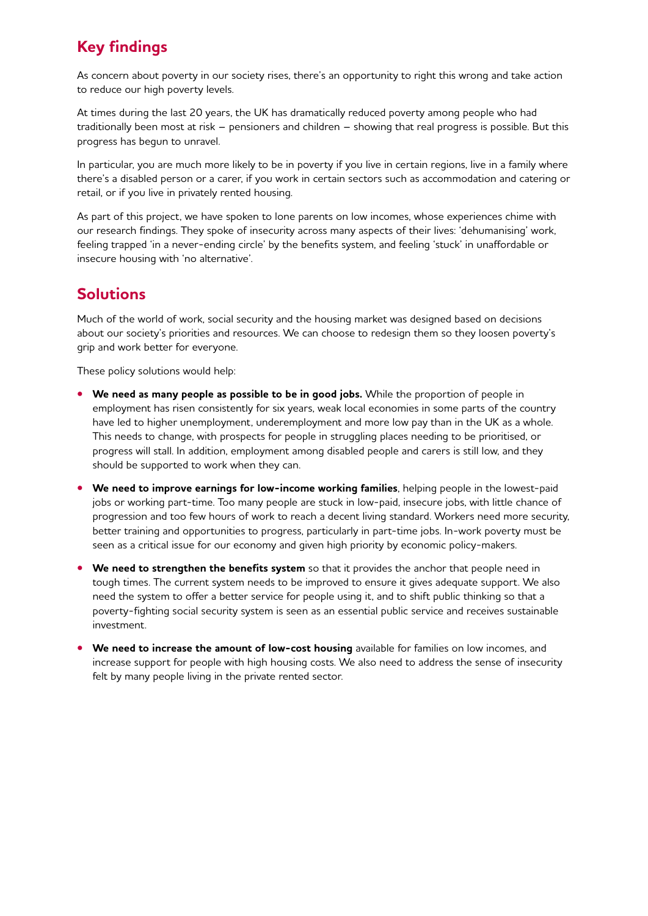## Key findings

As concern about poverty in our society rises, there's an opportunity to right this wrong and take action to reduce our high poverty levels.

At times during the last 20 years, the UK has dramatically reduced poverty among people who had traditionally been most at risk – pensioners and children – showing that real progress is possible. But this progress has begun to unravel.

In particular, you are much more likely to be in poverty if you live in certain regions, live in a family where there's a disabled person or a carer, if you work in certain sectors such as accommodation and catering or retail, or if you live in privately rented housing.

As part of this project, we have spoken to lone parents on low incomes, whose experiences chime with our research findings. They spoke of insecurity across many aspects of their lives: 'dehumanising' work, feeling trapped 'in a never-ending circle' by the benefits system, and feeling 'stuck' in unaffordable or insecure housing with 'no alternative'.

## Solutions

Much of the world of work, social security and the housing market was designed based on decisions about our society's priorities and resources. We can choose to redesign them so they loosen poverty's grip and work better for everyone.

These policy solutions would help:

- **We need as many people as possible to be in good jobs.** While the proportion of people in employment has risen consistently for six years, weak local economies in some parts of the country have led to higher unemployment, underemployment and more low pay than in the UK as a whole. This needs to change, with prospects for people in struggling places needing to be prioritised, or progress will stall. In addition, employment among disabled people and carers is still low, and they should be supported to work when they can.
- **We need to improve earnings for low-income working families**, helping people in the lowest-paid jobs or working part-time. Too many people are stuck in low-paid, insecure jobs, with little chance of progression and too few hours of work to reach a decent living standard. Workers need more security, better training and opportunities to progress, particularly in part-time jobs. In-work poverty must be seen as a critical issue for our economy and given high priority by economic policy-makers.
- **We need to strengthen the benefits system** so that it provides the anchor that people need in tough times. The current system needs to be improved to ensure it gives adequate support. We also need the system to offer a better service for people using it, and to shift public thinking so that a poverty-fighting social security system is seen as an essential public service and receives sustainable investment.
- **We need to increase the amount of low-cost housing** available for families on low incomes, and increase support for people with high housing costs. We also need to address the sense of insecurity felt by many people living in the private rented sector.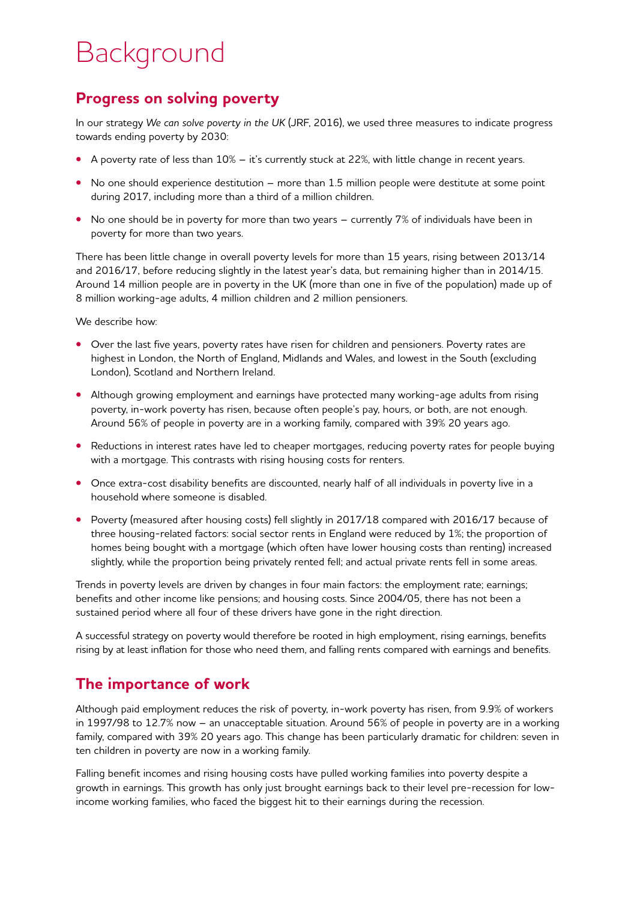# Background

## Progress on solving poverty

In our strategy *We can solve poverty in the UK* (JRF, 2016), we used three measures to indicate progress towards ending poverty by 2030:

- A poverty rate of less than 10% – it's currently stuck at 22%, with little change in recent years.
- No one should experience destitution – more than 1.5 million people were destitute at some point during 2017, including more than a third of a million children.
- No one should be in poverty for more than two years – currently 7% of individuals have been in poverty for more than two years.

There has been little change in overall poverty levels for more than 15 years, rising between 2013/14 and 2016/17, before reducing slightly in the latest year's data, but remaining higher than in 2014/15. Around 14 million people are in poverty in the UK (more than one in five of the population) made up of 8 million working-age adults, 4 million children and 2 million pensioners.

We describe how:

- Over the last five years, poverty rates have risen for children and pensioners. Poverty rates are highest in London, the North of England, Midlands and Wales, and lowest in the South (excluding London), Scotland and Northern Ireland.
- Although growing employment and earnings have protected many working-age adults from rising poverty, in-work poverty has risen, because often people's pay, hours, or both, are not enough. Around 56% of people in poverty are in a working family, compared with 39% 20 years ago.
- Reductions in interest rates have led to cheaper mortgages, reducing poverty rates for people buying with a mortgage. This contrasts with rising housing costs for renters.
- Once extra-cost disability benefits are discounted, nearly half of all individuals in poverty live in a household where someone is disabled.
- Poverty (measured after housing costs) fell slightly in 2017/18 compared with 2016/17 because of three housing-related factors: social sector rents in England were reduced by 1%; the proportion of homes being bought with a mortgage (which often have lower housing costs than renting) increased slightly, while the proportion being privately rented fell; and actual private rents fell in some areas.

Trends in poverty levels are driven by changes in four main factors: the employment rate; earnings; benefits and other income like pensions; and housing costs. Since 2004/05, there has not been a sustained period where all four of these drivers have gone in the right direction.

A successful strategy on poverty would therefore be rooted in high employment, rising earnings, benefits rising by at least inflation for those who need them, and falling rents compared with earnings and benefits.

## The importance of work

Although paid employment reduces the risk of poverty, in-work poverty has risen, from 9.9% of workers in 1997/98 to 12.7% now – an unacceptable situation. Around 56% of people in poverty are in a working family, compared with 39% 20 years ago. This change has been particularly dramatic for children: seven in ten children in poverty are now in a working family.

Falling benefit incomes and rising housing costs have pulled working families into poverty despite a growth in earnings. This growth has only just brought earnings back to their level pre-recession for low-income working families, who faced the biggest hit to their earnings during the recession.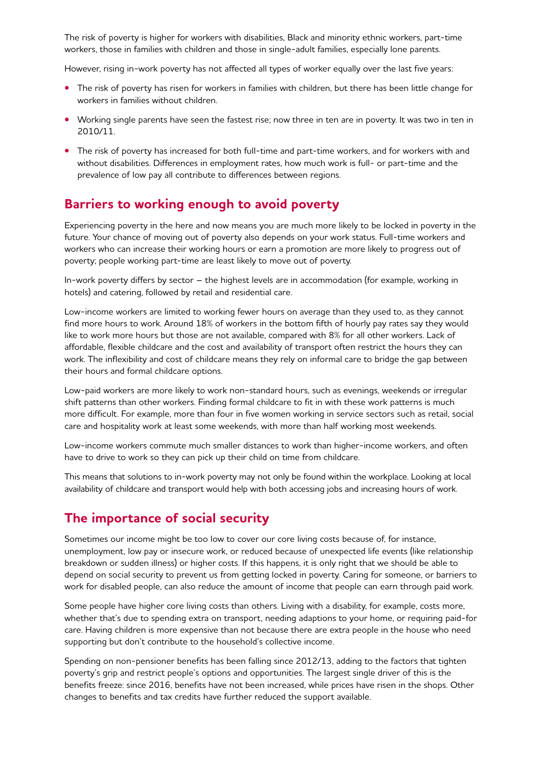The risk of poverty is higher for workers with disabilities, Black and minority ethnic workers, part-time workers, those in families with children and those in single-adult families, especially lone parents.

However, rising in-work poverty has not affected all types of worker equally over the last five years:

- The risk of poverty has risen for workers in families with children, but there has been little change for workers in families without children.
- Working single parents have seen the fastest rise; now three in ten are in poverty. It was two in ten in 2010/11.
- The risk of poverty has increased for both full-time and part-time workers, and for workers with and without disabilities. Differences in employment rates, how much work is full- or part-time and the prevalence of low pay all contribute to differences between regions.

## Barriers to working enough to avoid poverty

Experiencing poverty in the here and now means you are much more likely to be locked in poverty in the future. Your chance of moving out of poverty also depends on your work status. Full-time workers and workers who can increase their working hours or earn a promotion are more likely to progress out of poverty; people working part-time are least likely to move out of poverty.

In-work poverty differs by sector – the highest levels are in accommodation (for example, working in hotels) and catering, followed by retail and residential care.

Low-income workers are limited to working fewer hours on average than they used to, as they cannot find more hours to work. Around 18% of workers in the bottom fifth of hourly pay rates say they would like to work more hours but those are not available, compared with 8% for all other workers. Lack of affordable, flexible childcare and the cost and availability of transport often restrict the hours they can work. The inflexibility and cost of childcare means they rely on informal care to bridge the gap between their hours and formal childcare options.

Low-paid workers are more likely to work non-standard hours, such as evenings, weekends or irregular shift patterns than other workers. Finding formal childcare to fit in with these work patterns is much more difficult. For example, more than four in five women working in service sectors such as retail, social care and hospitality work at least some weekends, with more than half working most weekends.

Low-income workers commute much smaller distances to work than higher-income workers, and often have to drive to work so they can pick up their child on time from childcare.

This means that solutions to in-work poverty may not only be found within the workplace. Looking at local availability of childcare and transport would help with both accessing jobs and increasing hours of work.

## The importance of social security

Sometimes our income might be too low to cover our core living costs because of, for instance, unemployment, low pay or insecure work, or reduced because of unexpected life events (like relationship breakdown or sudden illness) or higher costs. If this happens, it is only right that we should be able to depend on social security to prevent us from getting locked in poverty. Caring for someone, or barriers to work for disabled people, can also reduce the amount of income that people can earn through paid work.

Some people have higher core living costs than others. Living with a disability, for example, costs more, whether that's due to spending extra on transport, needing adaptions to your home, or requiring paid-for care. Having children is more expensive than not because there are extra people in the house who need supporting but don't contribute to the household's collective income.

Spending on non-pensioner benefits has been falling since 2012/13, adding to the factors that tighten poverty's grip and restrict people's options and opportunities. The largest single driver of this is the benefits freeze: since 2016, benefits have not been increased, while prices have risen in the shops. Other changes to benefits and tax credits have further reduced the support available.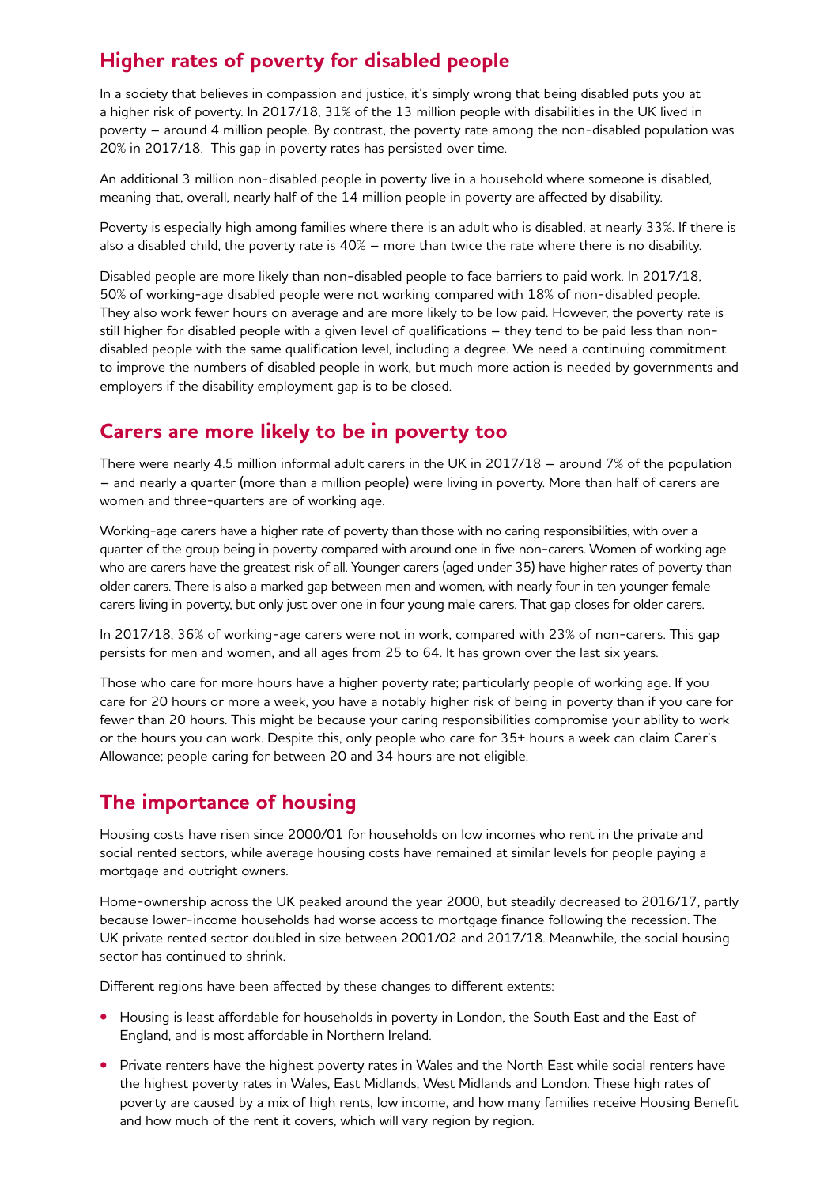## Higher rates of poverty for disabled people

In a society that believes in compassion and justice, it's simply wrong that being disabled puts you at a higher risk of poverty. In 2017/18, 31% of the 13 million people with disabilities in the UK lived in poverty – around 4 million people. By contrast, the poverty rate among the non-disabled population was 20% in 2017/18. This gap in poverty rates has persisted over time.

An additional 3 million non-disabled people in poverty live in a household where someone is disabled, meaning that, overall, nearly half of the 14 million people in poverty are affected by disability.

Poverty is especially high among families where there is an adult who is disabled, at nearly 33%. If there is also a disabled child, the poverty rate is 40% – more than twice the rate where there is no disability.

Disabled people are more likely than non-disabled people to face barriers to paid work. In 2017/18, 50% of working-age disabled people were not working compared with 18% of non-disabled people. They also work fewer hours on average and are more likely to be low paid. However, the poverty rate is still higher for disabled people with a given level of qualifications – they tend to be paid less than non-disabled people with the same qualification level, including a degree. We need a continuing commitment to improve the numbers of disabled people in work, but much more action is needed by governments and employers if the disability employment gap is to be closed.

## Carers are more likely to be in poverty too

There were nearly 4.5 million informal adult carers in the UK in 2017/18 – around 7% of the population – and nearly a quarter (more than a million people) were living in poverty. More than half of carers are women and three-quarters are of working age.

Working-age carers have a higher rate of poverty than those with no caring responsibilities, with over a quarter of the group being in poverty compared with around one in five non-carers. Women of working age who are carers have the greatest risk of all. Younger carers (aged under 35) have higher rates of poverty than older carers. There is also a marked gap between men and women, with nearly four in ten younger female carers living in poverty, but only just over one in four young male carers. That gap closes for older carers.

In 2017/18, 36% of working-age carers were not in work, compared with 23% of non-carers. This gap persists for men and women, and all ages from 25 to 64. It has grown over the last six years.

Those who care for more hours have a higher poverty rate; particularly people of working age. If you care for 20 hours or more a week, you have a notably higher risk of being in poverty than if you care for fewer than 20 hours. This might be because your caring responsibilities compromise your ability to work or the hours you can work. Despite this, only people who care for 35+ hours a week can claim Carer's Allowance; people caring for between 20 and 34 hours are not eligible.

## The importance of housing

Housing costs have risen since 2000/01 for households on low incomes who rent in the private and social rented sectors, while average housing costs have remained at similar levels for people paying a mortgage and outright owners.

Home-ownership across the UK peaked around the year 2000, but steadily decreased to 2016/17, partly because lower-income households had worse access to mortgage finance following the recession. The UK private rented sector doubled in size between 2001/02 and 2017/18. Meanwhile, the social housing sector has continued to shrink.

Different regions have been affected by these changes to different extents:

- Housing is least affordable for households in poverty in London, the South East and the East of England, and is most affordable in Northern Ireland.
- Private renters have the highest poverty rates in Wales and the North East while social renters have the highest poverty rates in Wales, East Midlands, West Midlands and London. These high rates of poverty are caused by a mix of high rents, low income, and how many families receive Housing Benefit and how much of the rent it covers, which will vary region by region.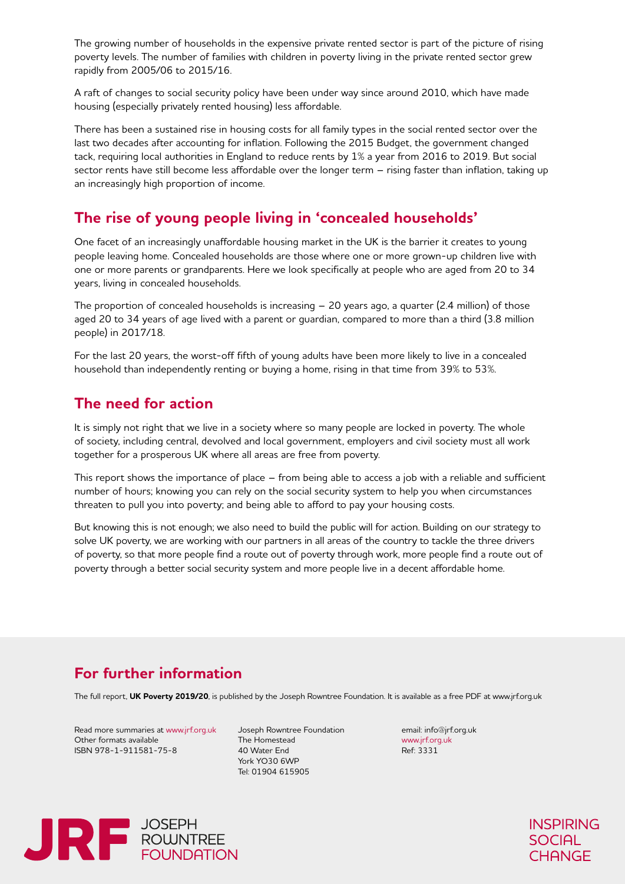The growing number of households in the expensive private rented sector is part of the picture of rising poverty levels. The number of families with children in poverty living in the private rented sector grew rapidly from 2005/06 to 2015/16.

A raft of changes to social security policy have been under way since around 2010, which have made housing (especially privately rented housing) less affordable.

There has been a sustained rise in housing costs for all family types in the social rented sector over the last two decades after accounting for inflation. Following the 2015 Budget, the government changed tack, requiring local authorities in England to reduce rents by 1% a year from 2016 to 2019. But social sector rents have still become less affordable over the longer term – rising faster than inflation, taking up an increasingly high proportion of income.

## The rise of young people living in 'concealed households'

One facet of an increasingly unaffordable housing market in the UK is the barrier it creates to young people leaving home. Concealed households are those where one or more grown-up children live with one or more parents or grandparents. Here we look specifically at people who are aged from 20 to 34 years, living in concealed households.

The proportion of concealed households is increasing – 20 years ago, a quarter (2.4 million) of those aged 20 to 34 years of age lived with a parent or guardian, compared to more than a third (3.8 million people) in 2017/18.

For the last 20 years, the worst-off fifth of young adults have been more likely to live in a concealed household than independently renting or buying a home, rising in that time from 39% to 53%.

## The need for action

It is simply not right that we live in a society where so many people are locked in poverty. The whole of society, including central, devolved and local government, employers and civil society must all work together for a prosperous UK where all areas are free from poverty.

This report shows the importance of place – from being able to access a job with a reliable and sufficient number of hours; knowing you can rely on the social security system to help you when circumstances threaten to pull you into poverty; and being able to afford to pay your housing costs.

But knowing this is not enough; we also need to build the public will for action. Building on our strategy to solve UK poverty, we are working with our partners in all areas of the country to tackle the three drivers of poverty, so that more people find a route out of poverty through work, more people find a route out of poverty through a better social security system and more people live in a decent affordable home.

## For further information

The full report, **UK Poverty 2019/20**, is published by the Joseph Rowntree Foundation. It is available as a free PDF at www.jrf.org.uk

Read more summaries at www.jrf.org.uk
Other formats available
ISBN 978-1-911581-75-8

Joseph Rowntree Foundation
The Homestead
40 Water End
York YO30 6WP
Tel: 01904 615905

email: info@jrf.org.uk
www.jrf.org.uk
Ref: 3331

JRF JOSEPH ROWNTREE FOUNDATION

INSPIRING SOCIAL CHANGE